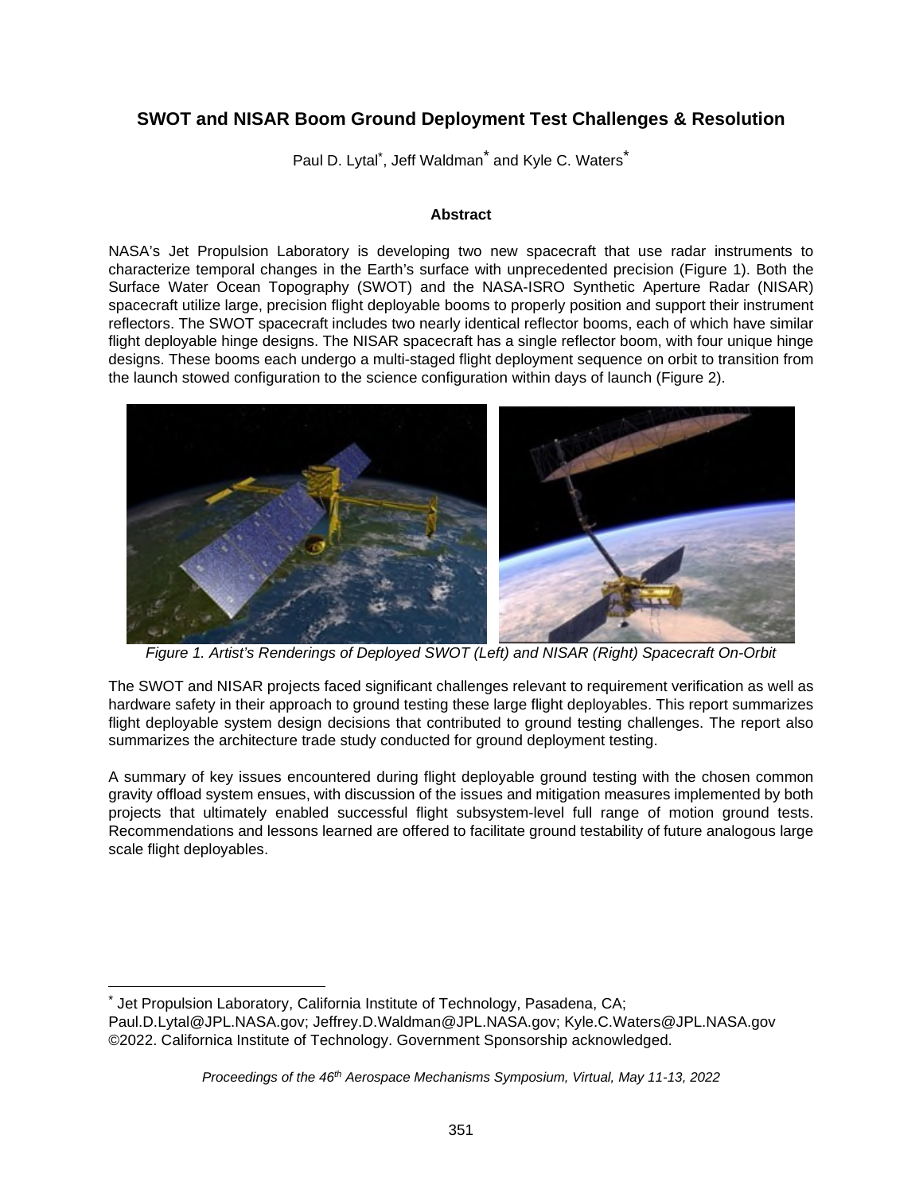# SWOT and NISAR Boom Ground Deployment Test Challenges & Resolution

Paul D. Lytal[*], Jeff Waldman[*] and Kyle C. Waters[*]

## Abstract

NASA's Jet Propulsion Laboratory is developing two new spacecraft that use radar instruments to characterize temporal changes in the Earth's surface with unprecedented precision (Figure 1). Both the Surface Water Ocean Topography (SWOT) and the NASA-ISRO Synthetic Aperture Radar (NISAR) spacecraft utilize large, precision flight deployable booms to properly position and support their instrument reflectors. The SWOT spacecraft includes two nearly identical reflector booms, each of which have similar flight deployable hinge designs. The NISAR spacecraft has a single reflector boom, with four unique hinge designs. These booms each undergo a multi-staged flight deployment sequence on orbit to transition from the launch stowed configuration to the science configuration within days of launch (Figure 2).

*Figure 1. Artist's Renderings of Deployed SWOT (Left) and NISAR (Right) Spacecraft On-Orbit*

The SWOT and NISAR projects faced significant challenges relevant to requirement verification as well as hardware safety in their approach to ground testing these large flight deployables. This report summarizes flight deployable system design decisions that contributed to ground testing challenges. The report also summarizes the architecture trade study conducted for ground deployment testing.

A summary of key issues encountered during flight deployable ground testing with the chosen common gravity offload system ensues, with discussion of the issues and mitigation measures implemented by both projects that ultimately enabled successful flight subsystem-level full range of motion ground tests. Recommendations and lessons learned are offered to facilitate ground testability of future analogous large scale flight deployables.

---

[*] Jet Propulsion Laboratory, California Institute of Technology, Pasadena, CA;
Paul.D.Lytal@JPL.NASA.gov; Jeffrey.D.Waldman@JPL.NASA.gov; Kyle.C.Waters@JPL.NASA.gov
©2022. Californica Institute of Technology. Government Sponsorship acknowledged.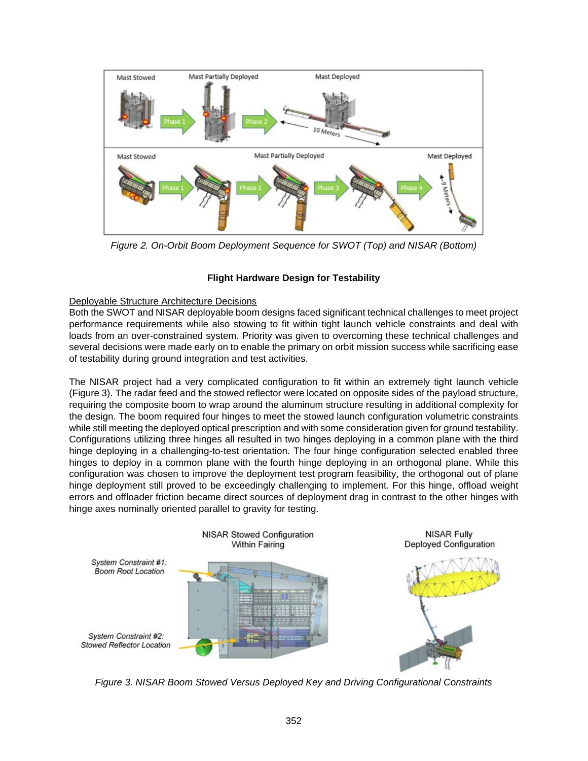Figure 2. On-Orbit Boom Deployment Sequence for SWOT (Top) and NISAR (Bottom)

### Flight Hardware Design for Testability

Deployable Structure Architecture Decisions

Both the SWOT and NISAR deployable boom designs faced significant technical challenges to meet project performance requirements while also stowing to fit within tight launch vehicle constraints and deal with loads from an over-constrained system. Priority was given to overcoming these technical challenges and several decisions were made early on to enable the primary on orbit mission success while sacrificing ease of testability during ground integration and test activities.

The NISAR project had a very complicated configuration to fit within an extremely tight launch vehicle (Figure 3). The radar feed and the stowed reflector were located on opposite sides of the payload structure, requiring the composite boom to wrap around the aluminum structure resulting in additional complexity for the design. The boom required four hinges to meet the stowed launch configuration volumetric constraints while still meeting the deployed optical prescription and with some consideration given for ground testability. Configurations utilizing three hinges all resulted in two hinges deploying in a common plane with the third hinge deploying in a challenging-to-test orientation. The four hinge configuration selected enabled three hinges to deploy in a common plane with the fourth hinge deploying in an orthogonal plane. While this configuration was chosen to improve the deployment test program feasibility, the orthogonal out of plane hinge deployment still proved to be exceedingly challenging to implement. For this hinge, offload weight errors and offloader friction became direct sources of deployment drag in contrast to the other hinges with hinge axes nominally oriented parallel to gravity for testing.

Figure 3. NISAR Boom Stowed Versus Deployed Key and Driving Configurational Constraints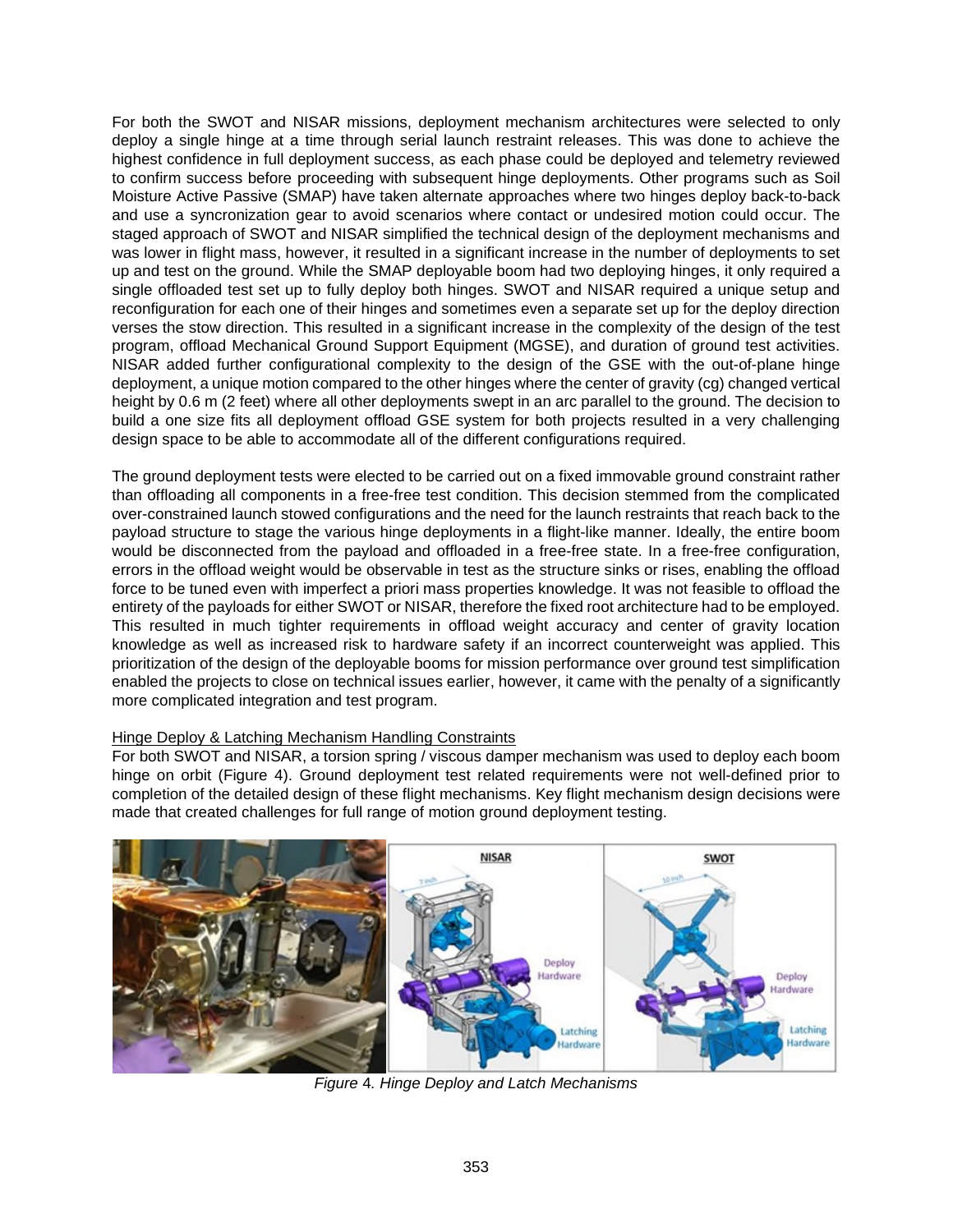For both the SWOT and NISAR missions, deployment mechanism architectures were selected to only deploy a single hinge at a time through serial launch restraint releases. This was done to achieve the highest confidence in full deployment success, as each phase could be deployed and telemetry reviewed to confirm success before proceeding with subsequent hinge deployments. Other programs such as Soil Moisture Active Passive (SMAP) have taken alternate approaches where two hinges deploy back-to-back and use a syncronization gear to avoid scenarios where contact or undesired motion could occur. The staged approach of SWOT and NISAR simplified the technical design of the deployment mechanisms and was lower in flight mass, however, it resulted in a significant increase in the number of deployments to set up and test on the ground. While the SMAP deployable boom had two deploying hinges, it only required a single offloaded test set up to fully deploy both hinges. SWOT and NISAR required a unique setup and reconfiguration for each one of their hinges and sometimes even a separate set up for the deploy direction verses the stow direction. This resulted in a significant increase in the complexity of the design of the test program, offload Mechanical Ground Support Equipment (MGSE), and duration of ground test activities. NISAR added further configurational complexity to the design of the GSE with the out-of-plane hinge deployment, a unique motion compared to the other hinges where the center of gravity (cg) changed vertical height by 0.6 m (2 feet) where all other deployments swept in an arc parallel to the ground. The decision to build a one size fits all deployment offload GSE system for both projects resulted in a very challenging design space to be able to accommodate all of the different configurations required.

The ground deployment tests were elected to be carried out on a fixed immovable ground constraint rather than offloading all components in a free-free test condition. This decision stemmed from the complicated over-constrained launch stowed configurations and the need for the launch restraints that reach back to the payload structure to stage the various hinge deployments in a flight-like manner. Ideally, the entire boom would be disconnected from the payload and offloaded in a free-free state. In a free-free configuration, errors in the offload weight would be observable in test as the structure sinks or rises, enabling the offload force to be tuned even with imperfect a priori mass properties knowledge. It was not feasible to offload the entirety of the payloads for either SWOT or NISAR, therefore the fixed root architecture had to be employed. This resulted in much tighter requirements in offload weight accuracy and center of gravity location knowledge as well as increased risk to hardware safety if an incorrect counterweight was applied. This prioritization of the design of the deployable booms for mission performance over ground test simplification enabled the projects to close on technical issues earlier, however, it came with the penalty of a significantly more complicated integration and test program.

<u>Hinge Deploy & Latching Mechanism Handling Constraints</u>

For both SWOT and NISAR, a torsion spring / viscous damper mechanism was used to deploy each boom hinge on orbit (Figure 4). Ground deployment test related requirements were not well-defined prior to completion of the detailed design of these flight mechanisms. Key flight mechanism design decisions were made that created challenges for full range of motion ground deployment testing.

*Figure 4. Hinge Deploy and Latch Mechanisms*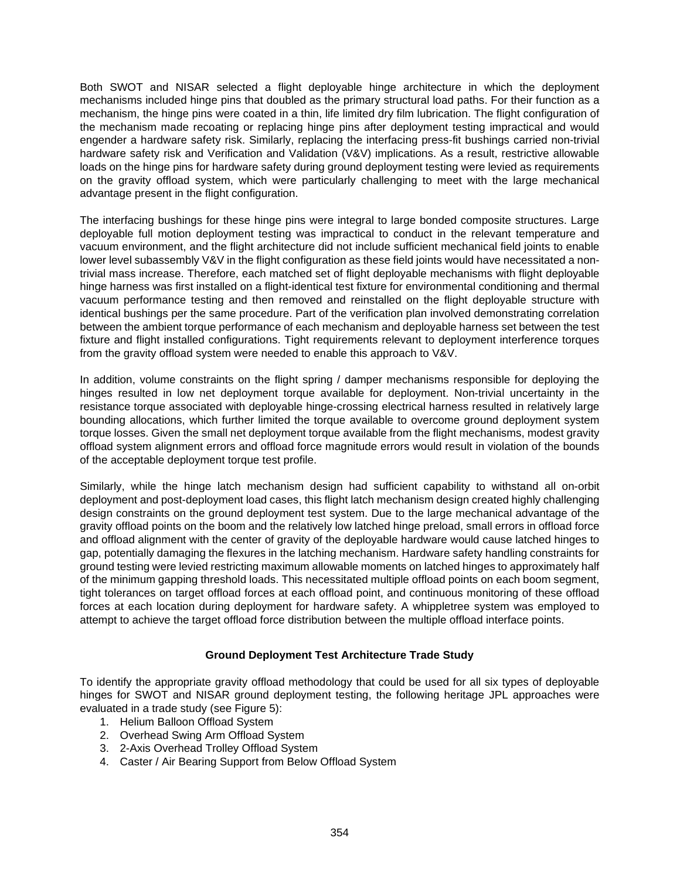Both SWOT and NISAR selected a flight deployable hinge architecture in which the deployment mechanisms included hinge pins that doubled as the primary structural load paths. For their function as a mechanism, the hinge pins were coated in a thin, life limited dry film lubrication. The flight configuration of the mechanism made recoating or replacing hinge pins after deployment testing impractical and would engender a hardware safety risk. Similarly, replacing the interfacing press-fit bushings carried non-trivial hardware safety risk and Verification and Validation (V&V) implications. As a result, restrictive allowable loads on the hinge pins for hardware safety during ground deployment testing were levied as requirements on the gravity offload system, which were particularly challenging to meet with the large mechanical advantage present in the flight configuration.

The interfacing bushings for these hinge pins were integral to large bonded composite structures. Large deployable full motion deployment testing was impractical to conduct in the relevant temperature and vacuum environment, and the flight architecture did not include sufficient mechanical field joints to enable lower level subassembly V&V in the flight configuration as these field joints would have necessitated a non-trivial mass increase. Therefore, each matched set of flight deployable mechanisms with flight deployable hinge harness was first installed on a flight-identical test fixture for environmental conditioning and thermal vacuum performance testing and then removed and reinstalled on the flight deployable structure with identical bushings per the same procedure. Part of the verification plan involved demonstrating correlation between the ambient torque performance of each mechanism and deployable harness set between the test fixture and flight installed configurations. Tight requirements relevant to deployment interference torques from the gravity offload system were needed to enable this approach to V&V.

In addition, volume constraints on the flight spring / damper mechanisms responsible for deploying the hinges resulted in low net deployment torque available for deployment. Non-trivial uncertainty in the resistance torque associated with deployable hinge-crossing electrical harness resulted in relatively large bounding allocations, which further limited the torque available to overcome ground deployment system torque losses. Given the small net deployment torque available from the flight mechanisms, modest gravity offload system alignment errors and offload force magnitude errors would result in violation of the bounds of the acceptable deployment torque test profile.

Similarly, while the hinge latch mechanism design had sufficient capability to withstand all on-orbit deployment and post-deployment load cases, this flight latch mechanism design created highly challenging design constraints on the ground deployment test system. Due to the large mechanical advantage of the gravity offload points on the boom and the relatively low latched hinge preload, small errors in offload force and offload alignment with the center of gravity of the deployable hardware would cause latched hinges to gap, potentially damaging the flexures in the latching mechanism. Hardware safety handling constraints for ground testing were levied restricting maximum allowable moments on latched hinges to approximately half of the minimum gapping threshold loads. This necessitated multiple offload points on each boom segment, tight tolerances on target offload forces at each offload point, and continuous monitoring of these offload forces at each location during deployment for hardware safety. A whippletree system was employed to attempt to achieve the target offload force distribution between the multiple offload interface points.

## Ground Deployment Test Architecture Trade Study

To identify the appropriate gravity offload methodology that could be used for all six types of deployable hinges for SWOT and NISAR ground deployment testing, the following heritage JPL approaches were evaluated in a trade study (see Figure 5):

1. Helium Balloon Offload System
2. Overhead Swing Arm Offload System
3. 2-Axis Overhead Trolley Offload System
4. Caster / Air Bearing Support from Below Offload System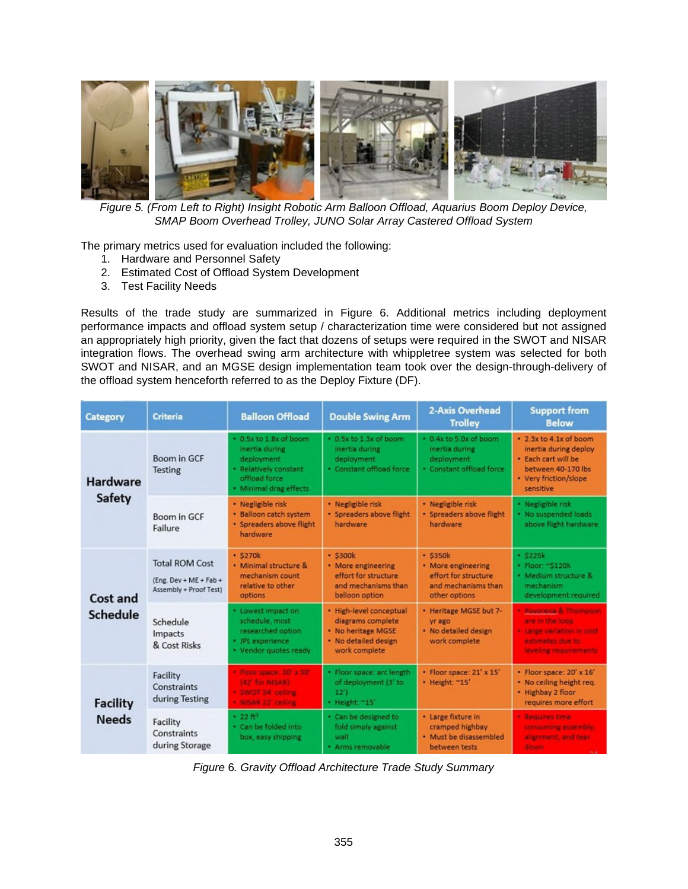*Figure 5. (From Left to Right) Insight Robotic Arm Balloon Offload, Aquarius Boom Deploy Device, SMAP Boom Overhead Trolley, JUNO Solar Array Castered Offload System*

The primary metrics used for evaluation included the following:

1. Hardware and Personnel Safety
2. Estimated Cost of Offload System Development
3. Test Facility Needs

Results of the trade study are summarized in Figure 6. Additional metrics including deployment performance impacts and offload system setup / characterization time were considered but not assigned an appropriately high priority, given the fact that dozens of setups were required in the SWOT and NISAR integration flows. The overhead swing arm architecture with whippletree system was selected for both SWOT and NISAR, and an MGSE design implementation team took over the design-through-delivery of the offload system henceforth referred to as the Deploy Fixture (DF).

| Category | Criteria | Balloon Offload | Double Swing Arm | 2-Axis Overhead Trolley | Support from Below |
|---|---|---|---|---|---|
| **Hardware Safety** | Boom in GCF Testing | • 0.5x to 1.8x of boom inertia during deployment<br>• Relatively constant offload force<br>• Minimal drag effects | • 0.5x to 1.3x of boom inertia during deployment<br>• Constant offload force | • 0.4x to 5.0x of boom inertia during deployment<br>• Constant offload force | • 2.3x to 4.1x of boom inertia during deploy<br>• Each cart will be between 40-170 lbs<br>• Very friction/slope sensitive |
| | Boom in GCF Failure | • Negligible risk<br>• Balloon catch system<br>• Spreaders above flight hardware | • Negligible risk<br>• Spreaders above flight hardware | • Negligible risk<br>• Spreaders above flight hardware | • Negligible risk<br>• No suspended loads above flight hardware |
| **Cost and Schedule** | Total ROM Cost<br>(Eng. Dev + ME + Fab + Assembly + Proof Test) | • $270k<br>• Minimal structure & mechanism count relative to other options | • $300k<br>• More engineering effort for structure and mechanisms than balloon option | • $350k<br>• More engineering effort for structure and mechanisms than other options | • $225k<br>• Floor: ~$120k<br>• Medium structure & mechanism development required |
| | Schedule Impacts & Cost Risks | • Lowest impact on schedule, most researched option<br>• JPL experience<br>• Vendor quotes ready | • High-level conceptual diagrams complete<br>• No heritage MGSE<br>• No detailed design work complete | • Heritage MGSE but 7-yr ago<br>• No detailed design work complete | • Rowokena & Thompson are in the loop<br>• Large variation in cost estimates due to leveling requirements |
| **Facility Needs** | Facility Constraints during Testing | • Floor space: 30' x 30' (42' for NISAR)<br>• SWOT 34' ceiling<br>• NISAR 22' ceiling | • Floor space: arc length of deployment (3' to 12')<br>• Height: ~15' | • Floor space: 21' x 15'<br>• Height: ~15' | • Floor space: 20' x 16'<br>• No ceiling height req.<br>• Highbay 2 floor requires more effort |
| | Facility Constraints during Storage | • 22 ft³<br>• Can be folded into box, easy shipping | • Can be designed to fold simply against wall<br>• Arms removable | • Large fixture in cramped highbay<br>• Must be disassembled between tests | • Requires time consuming assembly, alignment, and tear down |

*Figure 6. Gravity Offload Architecture Trade Study Summary*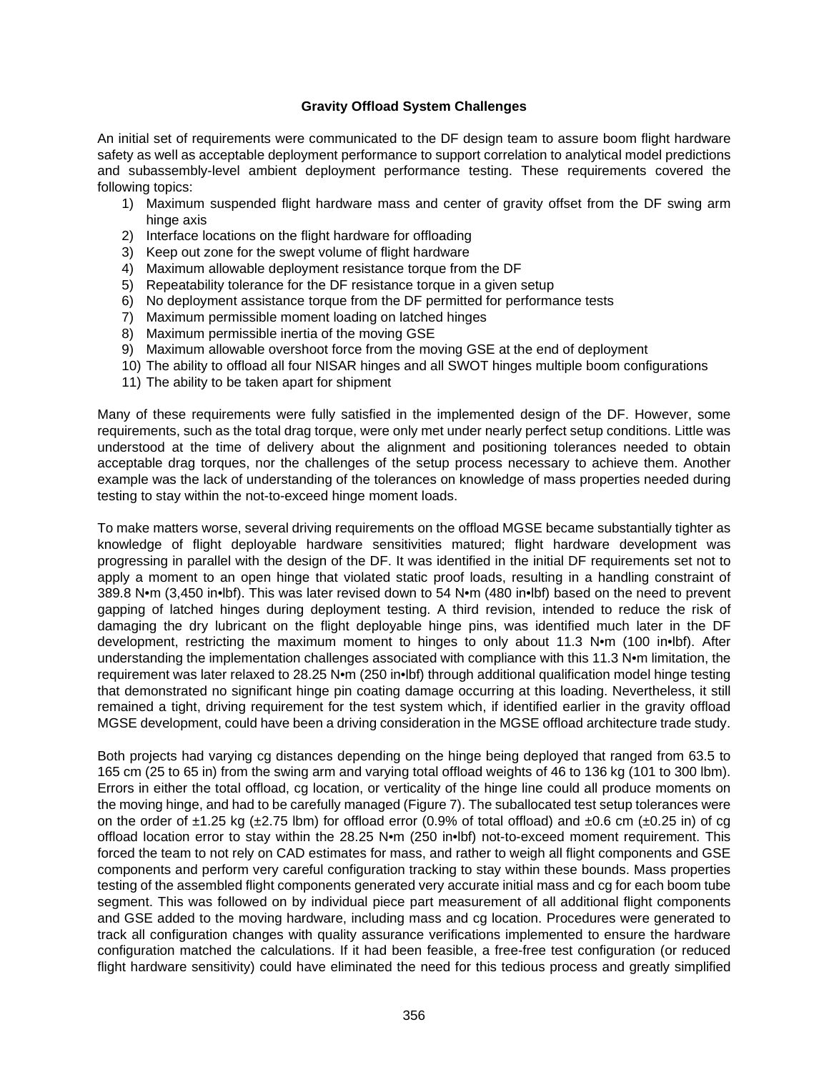## Gravity Offload System Challenges

An initial set of requirements were communicated to the DF design team to assure boom flight hardware safety as well as acceptable deployment performance to support correlation to analytical model predictions and subassembly-level ambient deployment performance testing. These requirements covered the following topics:

1) Maximum suspended flight hardware mass and center of gravity offset from the DF swing arm hinge axis
2) Interface locations on the flight hardware for offloading
3) Keep out zone for the swept volume of flight hardware
4) Maximum allowable deployment resistance torque from the DF
5) Repeatability tolerance for the DF resistance torque in a given setup
6) No deployment assistance torque from the DF permitted for performance tests
7) Maximum permissible moment loading on latched hinges
8) Maximum permissible inertia of the moving GSE
9) Maximum allowable overshoot force from the moving GSE at the end of deployment
10) The ability to offload all four NISAR hinges and all SWOT hinges multiple boom configurations
11) The ability to be taken apart for shipment

Many of these requirements were fully satisfied in the implemented design of the DF. However, some requirements, such as the total drag torque, were only met under nearly perfect setup conditions. Little was understood at the time of delivery about the alignment and positioning tolerances needed to obtain acceptable drag torques, nor the challenges of the setup process necessary to achieve them. Another example was the lack of understanding of the tolerances on knowledge of mass properties needed during testing to stay within the not-to-exceed hinge moment loads.

To make matters worse, several driving requirements on the offload MGSE became substantially tighter as knowledge of flight deployable hardware sensitivities matured; flight hardware development was progressing in parallel with the design of the DF. It was identified in the initial DF requirements set not to apply a moment to an open hinge that violated static proof loads, resulting in a handling constraint of 389.8 N•m (3,450 in•lbf). This was later revised down to 54 N•m (480 in•lbf) based on the need to prevent gapping of latched hinges during deployment testing. A third revision, intended to reduce the risk of damaging the dry lubricant on the flight deployable hinge pins, was identified much later in the DF development, restricting the maximum moment to hinges to only about 11.3 N•m (100 in•lbf). After understanding the implementation challenges associated with compliance with this 11.3 N•m limitation, the requirement was later relaxed to 28.25 N•m (250 in•lbf) through additional qualification model hinge testing that demonstrated no significant hinge pin coating damage occurring at this loading. Nevertheless, it still remained a tight, driving requirement for the test system which, if identified earlier in the gravity offload MGSE development, could have been a driving consideration in the MGSE offload architecture trade study.

Both projects had varying cg distances depending on the hinge being deployed that ranged from 63.5 to 165 cm (25 to 65 in) from the swing arm and varying total offload weights of 46 to 136 kg (101 to 300 lbm). Errors in either the total offload, cg location, or verticality of the hinge line could all produce moments on the moving hinge, and had to be carefully managed (Figure 7). The suballocated test setup tolerances were on the order of ±1.25 kg (±2.75 lbm) for offload error (0.9% of total offload) and ±0.6 cm (±0.25 in) of cg offload location error to stay within the 28.25 N•m (250 in•lbf) not-to-exceed moment requirement. This forced the team to not rely on CAD estimates for mass, and rather to weigh all flight components and GSE components and perform very careful configuration tracking to stay within these bounds. Mass properties testing of the assembled flight components generated very accurate initial mass and cg for each boom tube segment. This was followed on by individual piece part measurement of all additional flight components and GSE added to the moving hardware, including mass and cg location. Procedures were generated to track all configuration changes with quality assurance verifications implemented to ensure the hardware configuration matched the calculations. If it had been feasible, a free-free test configuration (or reduced flight hardware sensitivity) could have eliminated the need for this tedious process and greatly simplified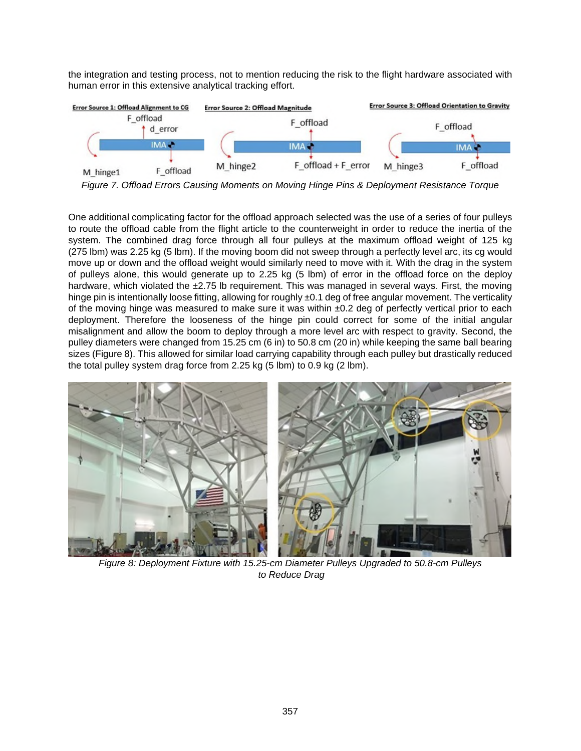the integration and testing process, not to mention reducing the risk to the flight hardware associated with human error in this extensive analytical tracking effort.

*Figure 7. Offload Errors Causing Moments on Moving Hinge Pins & Deployment Resistance Torque*

One additional complicating factor for the offload approach selected was the use of a series of four pulleys to route the offload cable from the flight article to the counterweight in order to reduce the inertia of the system. The combined drag force through all four pulleys at the maximum offload weight of 125 kg (275 lbm) was 2.25 kg (5 lbm). If the moving boom did not sweep through a perfectly level arc, its cg would move up or down and the offload weight would similarly need to move with it. With the drag in the system of pulleys alone, this would generate up to 2.25 kg (5 lbm) of error in the offload force on the deploy hardware, which violated the ±2.75 lb requirement. This was managed in several ways. First, the moving hinge pin is intentionally loose fitting, allowing for roughly ±0.1 deg of free angular movement. The verticality of the moving hinge was measured to make sure it was within ±0.2 deg of perfectly vertical prior to each deployment. Therefore the looseness of the hinge pin could correct for some of the initial angular misalignment and allow the boom to deploy through a more level arc with respect to gravity. Second, the pulley diameters were changed from 15.25 cm (6 in) to 50.8 cm (20 in) while keeping the same ball bearing sizes (Figure 8). This allowed for similar load carrying capability through each pulley but drastically reduced the total pulley system drag force from 2.25 kg (5 lbm) to 0.9 kg (2 lbm).

*Figure 8: Deployment Fixture with 15.25-cm Diameter Pulleys Upgraded to 50.8-cm Pulleys to Reduce Drag*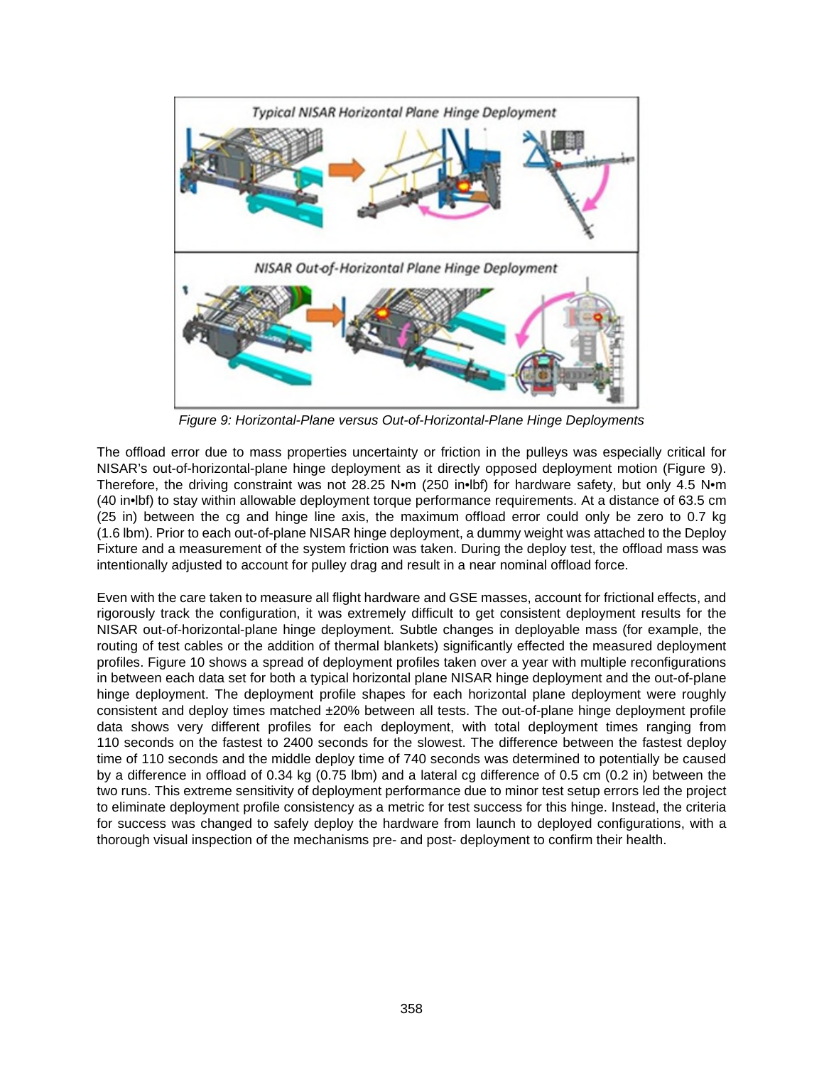*Figure 9: Horizontal-Plane versus Out-of-Horizontal-Plane Hinge Deployments*

The offload error due to mass properties uncertainty or friction in the pulleys was especially critical for NISAR's out-of-horizontal-plane hinge deployment as it directly opposed deployment motion (Figure 9). Therefore, the driving constraint was not 28.25 N•m (250 in•lbf) for hardware safety, but only 4.5 N•m (40 in•lbf) to stay within allowable deployment torque performance requirements. At a distance of 63.5 cm (25 in) between the cg and hinge line axis, the maximum offload error could only be zero to 0.7 kg (1.6 lbm). Prior to each out-of-plane NISAR hinge deployment, a dummy weight was attached to the Deploy Fixture and a measurement of the system friction was taken. During the deploy test, the offload mass was intentionally adjusted to account for pulley drag and result in a near nominal offload force.

Even with the care taken to measure all flight hardware and GSE masses, account for frictional effects, and rigorously track the configuration, it was extremely difficult to get consistent deployment results for the NISAR out-of-horizontal-plane hinge deployment. Subtle changes in deployable mass (for example, the routing of test cables or the addition of thermal blankets) significantly effected the measured deployment profiles. Figure 10 shows a spread of deployment profiles taken over a year with multiple reconfigurations in between each data set for both a typical horizontal plane NISAR hinge deployment and the out-of-plane hinge deployment. The deployment profile shapes for each horizontal plane deployment were roughly consistent and deploy times matched ±20% between all tests. The out-of-plane hinge deployment profile data shows very different profiles for each deployment, with total deployment times ranging from 110 seconds on the fastest to 2400 seconds for the slowest. The difference between the fastest deploy time of 110 seconds and the middle deploy time of 740 seconds was determined to potentially be caused by a difference in offload of 0.34 kg (0.75 lbm) and a lateral cg difference of 0.5 cm (0.2 in) between the two runs. This extreme sensitivity of deployment performance due to minor test setup errors led the project to eliminate deployment profile consistency as a metric for test success for this hinge. Instead, the criteria for success was changed to safely deploy the hardware from launch to deployed configurations, with a thorough visual inspection of the mechanisms pre- and post- deployment to confirm their health.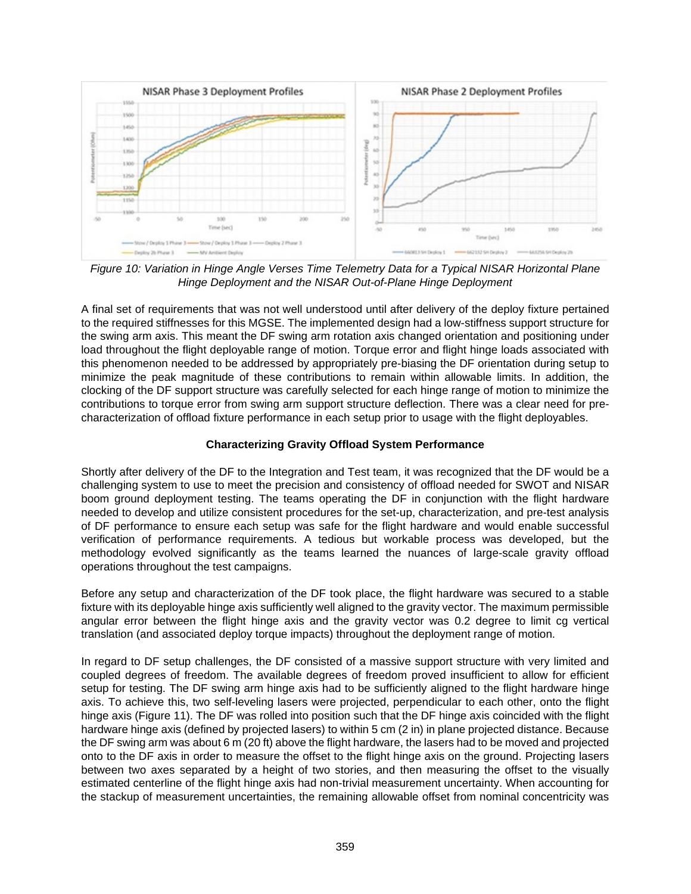*Figure 10: Variation in Hinge Angle Verses Time Telemetry Data for a Typical NISAR Horizontal Plane Hinge Deployment and the NISAR Out-of-Plane Hinge Deployment*

A final set of requirements that was not well understood until after delivery of the deploy fixture pertained to the required stiffnesses for this MGSE. The implemented design had a low-stiffness support structure for the swing arm axis. This meant the DF swing arm rotation axis changed orientation and positioning under load throughout the flight deployable range of motion. Torque error and flight hinge loads associated with this phenomenon needed to be addressed by appropriately pre-biasing the DF orientation during setup to minimize the peak magnitude of these contributions to remain within allowable limits. In addition, the clocking of the DF support structure was carefully selected for each hinge range of motion to minimize the contributions to torque error from swing arm support structure deflection. There was a clear need for pre-characterization of offload fixture performance in each setup prior to usage with the flight deployables.

### Characterizing Gravity Offload System Performance

Shortly after delivery of the DF to the Integration and Test team, it was recognized that the DF would be a challenging system to use to meet the precision and consistency of offload needed for SWOT and NISAR boom ground deployment testing. The teams operating the DF in conjunction with the flight hardware needed to develop and utilize consistent procedures for the set-up, characterization, and pre-test analysis of DF performance to ensure each setup was safe for the flight hardware and would enable successful verification of performance requirements. A tedious but workable process was developed, but the methodology evolved significantly as the teams learned the nuances of large-scale gravity offload operations throughout the test campaigns.

Before any setup and characterization of the DF took place, the flight hardware was secured to a stable fixture with its deployable hinge axis sufficiently well aligned to the gravity vector. The maximum permissible angular error between the flight hinge axis and the gravity vector was 0.2 degree to limit cg vertical translation (and associated deploy torque impacts) throughout the deployment range of motion.

In regard to DF setup challenges, the DF consisted of a massive support structure with very limited and coupled degrees of freedom. The available degrees of freedom proved insufficient to allow for efficient setup for testing. The DF swing arm hinge axis had to be sufficiently aligned to the flight hardware hinge axis. To achieve this, two self-leveling lasers were projected, perpendicular to each other, onto the flight hinge axis (Figure 11). The DF was rolled into position such that the DF hinge axis coincided with the flight hardware hinge axis (defined by projected lasers) to within 5 cm (2 in) in plane projected distance. Because the DF swing arm was about 6 m (20 ft) above the flight hardware, the lasers had to be moved and projected onto to the DF axis in order to measure the offset to the flight hinge axis on the ground. Projecting lasers between two axes separated by a height of two stories, and then measuring the offset to the visually estimated centerline of the flight hinge axis had non-trivial measurement uncertainty. When accounting for the stackup of measurement uncertainties, the remaining allowable offset from nominal concentricity was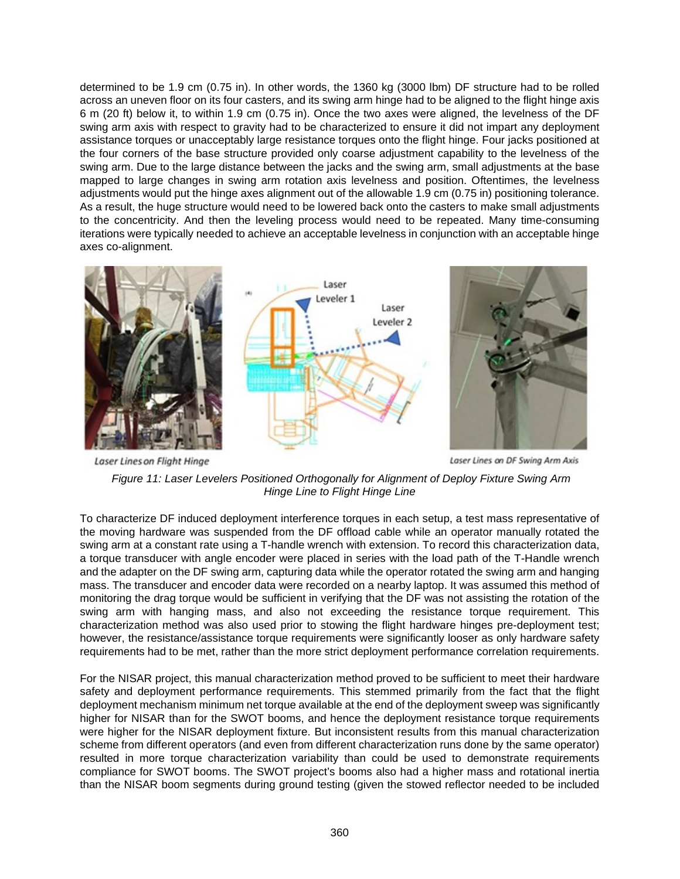determined to be 1.9 cm (0.75 in). In other words, the 1360 kg (3000 lbm) DF structure had to be rolled across an uneven floor on its four casters, and its swing arm hinge had to be aligned to the flight hinge axis 6 m (20 ft) below it, to within 1.9 cm (0.75 in). Once the two axes were aligned, the levelness of the DF swing arm axis with respect to gravity had to be characterized to ensure it did not impart any deployment assistance torques or unacceptably large resistance torques onto the flight hinge. Four jacks positioned at the four corners of the base structure provided only coarse adjustment capability to the levelness of the swing arm. Due to the large distance between the jacks and the swing arm, small adjustments at the base mapped to large changes in swing arm rotation axis levelness and position. Oftentimes, the levelness adjustments would put the hinge axes alignment out of the allowable 1.9 cm (0.75 in) positioning tolerance. As a result, the huge structure would need to be lowered back onto the casters to make small adjustments to the concentricity. And then the leveling process would need to be repeated. Many time-consuming iterations were typically needed to achieve an acceptable levelness in conjunction with an acceptable hinge axes co-alignment.

Laser Lines on Flight Hinge

Laser Lines on DF Swing Arm Axis

*Figure 11: Laser Levelers Positioned Orthogonally for Alignment of Deploy Fixture Swing Arm Hinge Line to Flight Hinge Line*

To characterize DF induced deployment interference torques in each setup, a test mass representative of the moving hardware was suspended from the DF offload cable while an operator manually rotated the swing arm at a constant rate using a T-handle wrench with extension. To record this characterization data, a torque transducer with angle encoder were placed in series with the load path of the T-Handle wrench and the adapter on the DF swing arm, capturing data while the operator rotated the swing arm and hanging mass. The transducer and encoder data were recorded on a nearby laptop. It was assumed this method of monitoring the drag torque would be sufficient in verifying that the DF was not assisting the rotation of the swing arm with hanging mass, and also not exceeding the resistance torque requirement. This characterization method was also used prior to stowing the flight hardware hinges pre-deployment test; however, the resistance/assistance torque requirements were significantly looser as only hardware safety requirements had to be met, rather than the more strict deployment performance correlation requirements.

For the NISAR project, this manual characterization method proved to be sufficient to meet their hardware safety and deployment performance requirements. This stemmed primarily from the fact that the flight deployment mechanism minimum net torque available at the end of the deployment sweep was significantly higher for NISAR than for the SWOT booms, and hence the deployment resistance torque requirements were higher for the NISAR deployment fixture. But inconsistent results from this manual characterization scheme from different operators (and even from different characterization runs done by the same operator) resulted in more torque characterization variability than could be used to demonstrate requirements compliance for SWOT booms. The SWOT project's booms also had a higher mass and rotational inertia than the NISAR boom segments during ground testing (given the stowed reflector needed to be included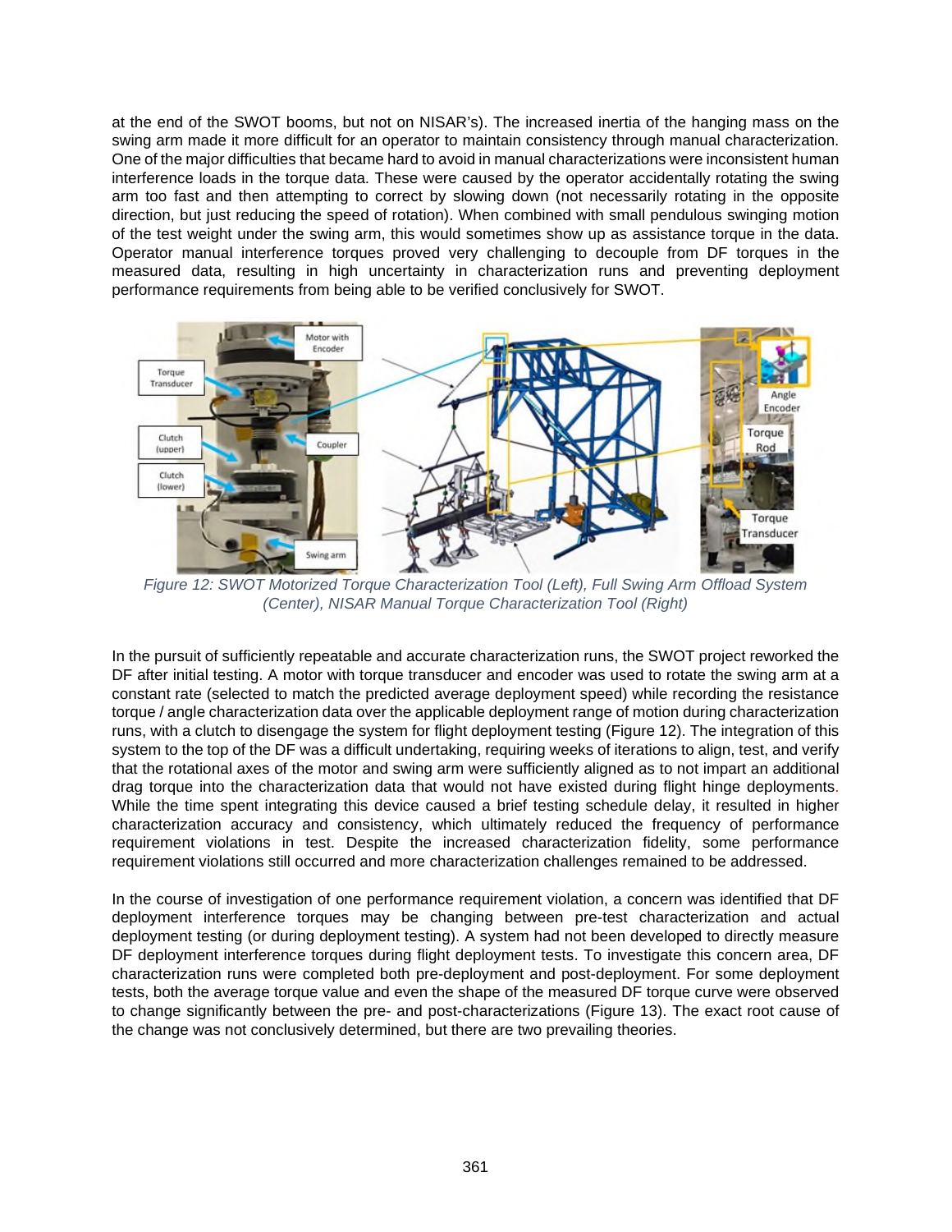at the end of the SWOT booms, but not on NISAR's). The increased inertia of the hanging mass on the swing arm made it more difficult for an operator to maintain consistency through manual characterization. One of the major difficulties that became hard to avoid in manual characterizations were inconsistent human interference loads in the torque data. These were caused by the operator accidentally rotating the swing arm too fast and then attempting to correct by slowing down (not necessarily rotating in the opposite direction, but just reducing the speed of rotation). When combined with small pendulous swinging motion of the test weight under the swing arm, this would sometimes show up as assistance torque in the data. Operator manual interference torques proved very challenging to decouple from DF torques in the measured data, resulting in high uncertainty in characterization runs and preventing deployment performance requirements from being able to be verified conclusively for SWOT.

*Figure 12: SWOT Motorized Torque Characterization Tool (Left), Full Swing Arm Offload System (Center), NISAR Manual Torque Characterization Tool (Right)*

In the pursuit of sufficiently repeatable and accurate characterization runs, the SWOT project reworked the DF after initial testing. A motor with torque transducer and encoder was used to rotate the swing arm at a constant rate (selected to match the predicted average deployment speed) while recording the resistance torque / angle characterization data over the applicable deployment range of motion during characterization runs, with a clutch to disengage the system for flight deployment testing (Figure 12). The integration of this system to the top of the DF was a difficult undertaking, requiring weeks of iterations to align, test, and verify that the rotational axes of the motor and swing arm were sufficiently aligned as to not impart an additional drag torque into the characterization data that would not have existed during flight hinge deployments. While the time spent integrating this device caused a brief testing schedule delay, it resulted in higher characterization accuracy and consistency, which ultimately reduced the frequency of performance requirement violations in test. Despite the increased characterization fidelity, some performance requirement violations still occurred and more characterization challenges remained to be addressed.

In the course of investigation of one performance requirement violation, a concern was identified that DF deployment interference torques may be changing between pre-test characterization and actual deployment testing (or during deployment testing). A system had not been developed to directly measure DF deployment interference torques during flight deployment tests. To investigate this concern area, DF characterization runs were completed both pre-deployment and post-deployment. For some deployment tests, both the average torque value and even the shape of the measured DF torque curve were observed to change significantly between the pre- and post-characterizations (Figure 13). The exact root cause of the change was not conclusively determined, but there are two prevailing theories.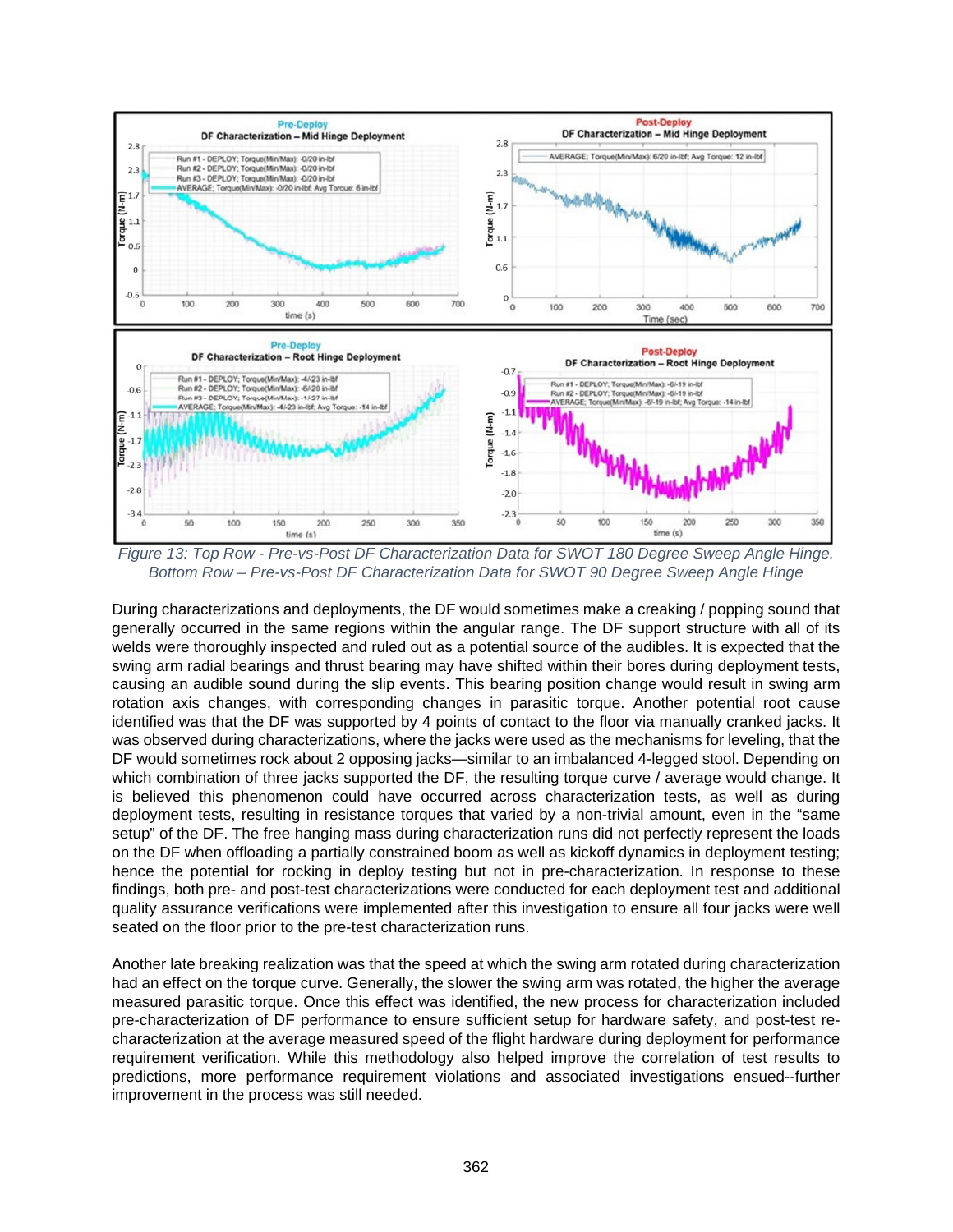Figure 13: Top Row - Pre-vs-Post DF Characterization Data for SWOT 180 Degree Sweep Angle Hinge. Bottom Row – Pre-vs-Post DF Characterization Data for SWOT 90 Degree Sweep Angle Hinge

During characterizations and deployments, the DF would sometimes make a creaking / popping sound that generally occurred in the same regions within the angular range. The DF support structure with all of its welds were thoroughly inspected and ruled out as a potential source of the audibles. It is expected that the swing arm radial bearings and thrust bearing may have shifted within their bores during deployment tests, causing an audible sound during the slip events. This bearing position change would result in swing arm rotation axis changes, with corresponding changes in parasitic torque. Another potential root cause identified was that the DF was supported by 4 points of contact to the floor via manually cranked jacks. It was observed during characterizations, where the jacks were used as the mechanisms for leveling, that the DF would sometimes rock about 2 opposing jacks—similar to an imbalanced 4-legged stool. Depending on which combination of three jacks supported the DF, the resulting torque curve / average would change. It is believed this phenomenon could have occurred across characterization tests, as well as during deployment tests, resulting in resistance torques that varied by a non-trivial amount, even in the "same setup" of the DF. The free hanging mass during characterization runs did not perfectly represent the loads on the DF when offloading a partially constrained boom as well as kickoff dynamics in deployment testing; hence the potential for rocking in deploy testing but not in pre-characterization. In response to these findings, both pre- and post-test characterizations were conducted for each deployment test and additional quality assurance verifications were implemented after this investigation to ensure all four jacks were well seated on the floor prior to the pre-test characterization runs.

Another late breaking realization was that the speed at which the swing arm rotated during characterization had an effect on the torque curve. Generally, the slower the swing arm was rotated, the higher the average measured parasitic torque. Once this effect was identified, the new process for characterization included pre-characterization of DF performance to ensure sufficient setup for hardware safety, and post-test re-characterization at the average measured speed of the flight hardware during deployment for performance requirement verification. While this methodology also helped improve the correlation of test results to predictions, more performance requirement violations and associated investigations ensued--further improvement in the process was still needed.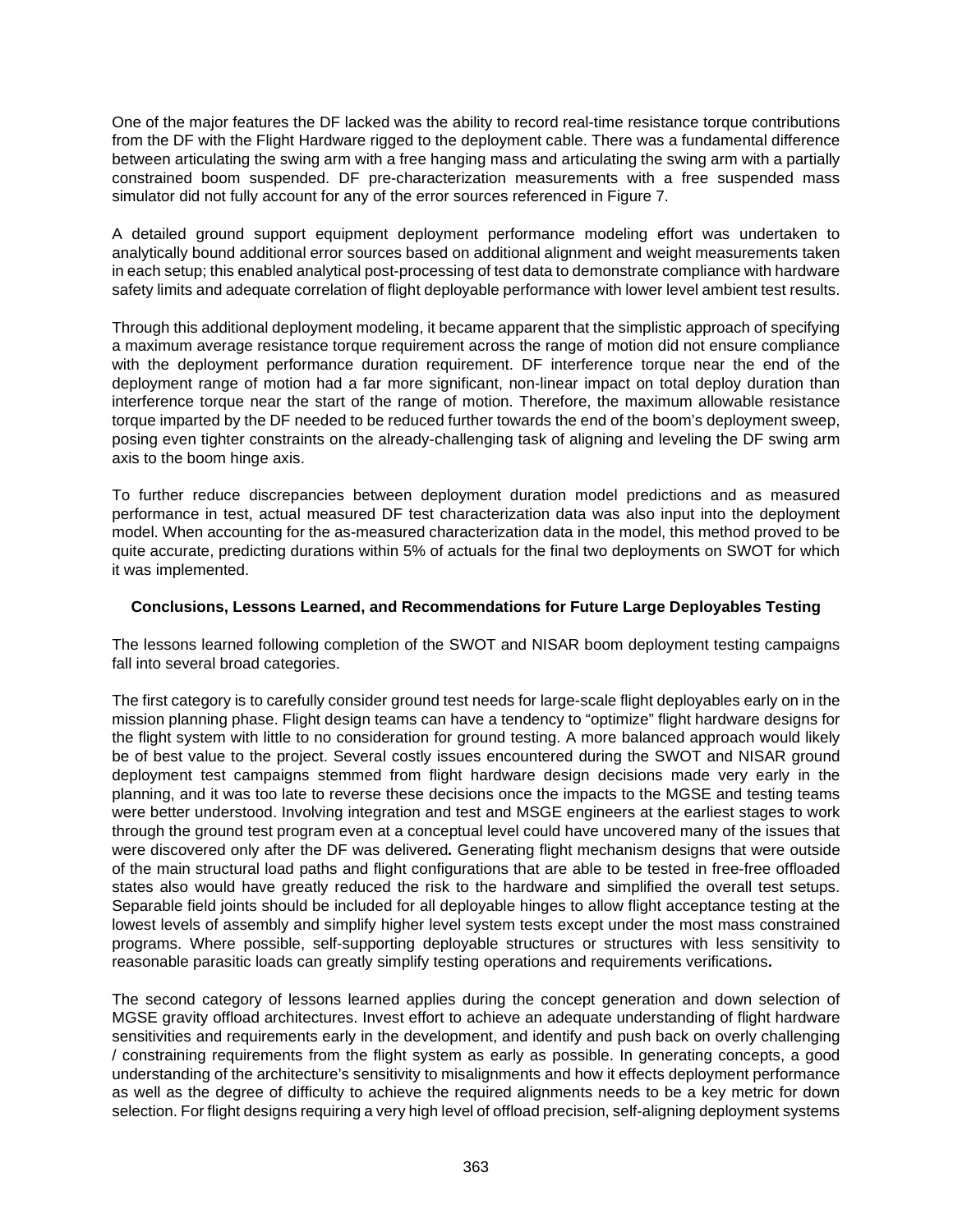One of the major features the DF lacked was the ability to record real-time resistance torque contributions from the DF with the Flight Hardware rigged to the deployment cable. There was a fundamental difference between articulating the swing arm with a free hanging mass and articulating the swing arm with a partially constrained boom suspended. DF pre-characterization measurements with a free suspended mass simulator did not fully account for any of the error sources referenced in Figure 7.

A detailed ground support equipment deployment performance modeling effort was undertaken to analytically bound additional error sources based on additional alignment and weight measurements taken in each setup; this enabled analytical post-processing of test data to demonstrate compliance with hardware safety limits and adequate correlation of flight deployable performance with lower level ambient test results.

Through this additional deployment modeling, it became apparent that the simplistic approach of specifying a maximum average resistance torque requirement across the range of motion did not ensure compliance with the deployment performance duration requirement. DF interference torque near the end of the deployment range of motion had a far more significant, non-linear impact on total deploy duration than interference torque near the start of the range of motion. Therefore, the maximum allowable resistance torque imparted by the DF needed to be reduced further towards the end of the boom's deployment sweep, posing even tighter constraints on the already-challenging task of aligning and leveling the DF swing arm axis to the boom hinge axis.

To further reduce discrepancies between deployment duration model predictions and as measured performance in test, actual measured DF test characterization data was also input into the deployment model. When accounting for the as-measured characterization data in the model, this method proved to be quite accurate, predicting durations within 5% of actuals for the final two deployments on SWOT for which it was implemented.

## Conclusions, Lessons Learned, and Recommendations for Future Large Deployables Testing

The lessons learned following completion of the SWOT and NISAR boom deployment testing campaigns fall into several broad categories.

The first category is to carefully consider ground test needs for large-scale flight deployables early on in the mission planning phase. Flight design teams can have a tendency to "optimize" flight hardware designs for the flight system with little to no consideration for ground testing. A more balanced approach would likely be of best value to the project. Several costly issues encountered during the SWOT and NISAR ground deployment test campaigns stemmed from flight hardware design decisions made very early in the planning, and it was too late to reverse these decisions once the impacts to the MGSE and testing teams were better understood. Involving integration and test and MSGE engineers at the earliest stages to work through the ground test program even at a conceptual level could have uncovered many of the issues that were discovered only after the DF was delivered*.* Generating flight mechanism designs that were outside of the main structural load paths and flight configurations that are able to be tested in free-free offloaded states also would have greatly reduced the risk to the hardware and simplified the overall test setups. Separable field joints should be included for all deployable hinges to allow flight acceptance testing at the lowest levels of assembly and simplify higher level system tests except under the most mass constrained programs. Where possible, self-supporting deployable structures or structures with less sensitivity to reasonable parasitic loads can greatly simplify testing operations and requirements verifications**.**

The second category of lessons learned applies during the concept generation and down selection of MGSE gravity offload architectures. Invest effort to achieve an adequate understanding of flight hardware sensitivities and requirements early in the development, and identify and push back on overly challenging / constraining requirements from the flight system as early as possible. In generating concepts, a good understanding of the architecture's sensitivity to misalignments and how it effects deployment performance as well as the degree of difficulty to achieve the required alignments needs to be a key metric for down selection. For flight designs requiring a very high level of offload precision, self-aligning deployment systems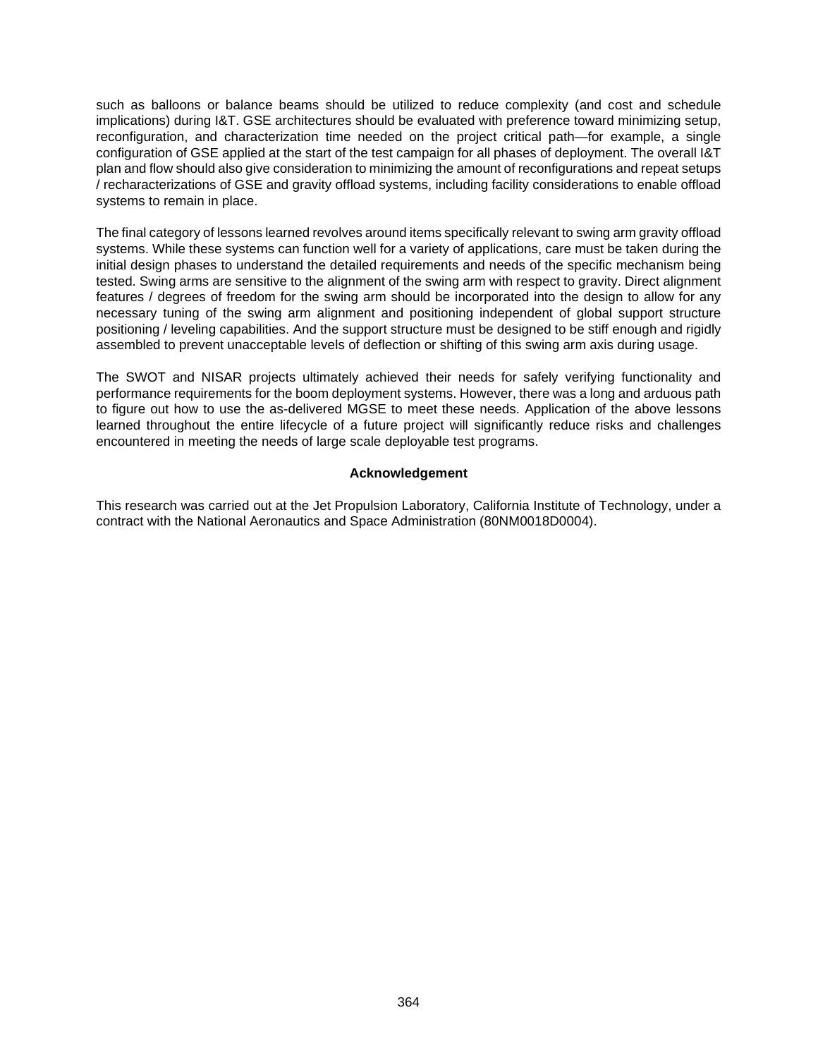such as balloons or balance beams should be utilized to reduce complexity (and cost and schedule implications) during I&T. GSE architectures should be evaluated with preference toward minimizing setup, reconfiguration, and characterization time needed on the project critical path—for example, a single configuration of GSE applied at the start of the test campaign for all phases of deployment. The overall I&T plan and flow should also give consideration to minimizing the amount of reconfigurations and repeat setups / recharacterizations of GSE and gravity offload systems, including facility considerations to enable offload systems to remain in place.

The final category of lessons learned revolves around items specifically relevant to swing arm gravity offload systems. While these systems can function well for a variety of applications, care must be taken during the initial design phases to understand the detailed requirements and needs of the specific mechanism being tested. Swing arms are sensitive to the alignment of the swing arm with respect to gravity. Direct alignment features / degrees of freedom for the swing arm should be incorporated into the design to allow for any necessary tuning of the swing arm alignment and positioning independent of global support structure positioning / leveling capabilities. And the support structure must be designed to be stiff enough and rigidly assembled to prevent unacceptable levels of deflection or shifting of this swing arm axis during usage.

The SWOT and NISAR projects ultimately achieved their needs for safely verifying functionality and performance requirements for the boom deployment systems. However, there was a long and arduous path to figure out how to use the as-delivered MGSE to meet these needs. Application of the above lessons learned throughout the entire lifecycle of a future project will significantly reduce risks and challenges encountered in meeting the needs of large scale deployable test programs.

## Acknowledgement

This research was carried out at the Jet Propulsion Laboratory, California Institute of Technology, under a contract with the National Aeronautics and Space Administration (80NM0018D0004).